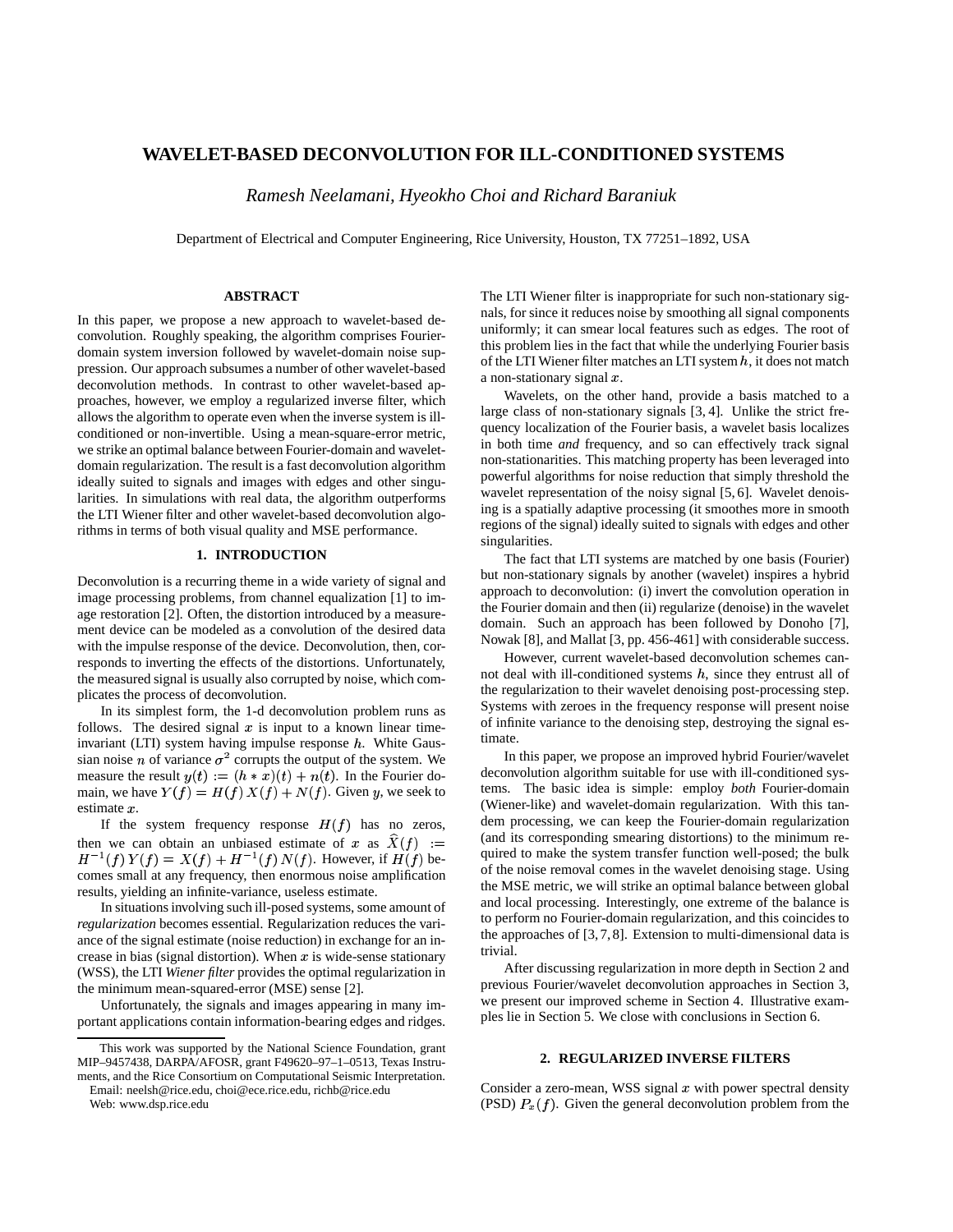# WAVELET-BASED DECONVOLUTION FOR ILL-CONDITIONED SYSTEMS

*Ramesh Neelamani, Hyeokho Choi and Richard Baraniuk*

Department of Electrical and Computer Engineering, Rice University, Houston, TX 77251–1892, USA

## ABSTRACT

In this paper, we propose a new approach to wavelet-based deconvolution. Roughly speaking, the algorithm comprises Fourier-domain system inversion followed by wavelet-domain noise suppression. Our approach subsumes a number of other wavelet-based deconvolution methods. In contrast to other wavelet-based approaches, however, we employ a regularized inverse filter, which allows the algorithm to operate even when the inverse system is ill-conditioned or non-invertible. Using a mean-square-error metric, we strike an optimal balance between Fourier-domain and wavelet-domain regularization. The result is a fast deconvolution algorithm ideally suited to signals and images with edges and other singularities. In simulations with real data, the algorithm outperforms the LTI Wiener filter and other wavelet-based deconvolution algorithms in terms of both visual quality and MSE performance.

## 1. INTRODUCTION

Deconvolution is a recurring theme in a wide variety of signal and image processing problems, from channel equalization [1] to image restoration [2]. Often, the distortion introduced by a measurement device can be modeled as a convolution of the desired data with the impulse response of the device. Deconvolution, then, corresponds to inverting the effects of the distortions. Unfortunately, the measured signal is usually also corrupted by noise, which complicates the process of deconvolution.

In its simplest form, the 1-d deconvolution problem runs as follows. The desired signal $x$ is input to a known linear time-invariant (LTI) system having impulse response $h$. White Gaussian noise $n$ of variance $\sigma^2$ corrupts the output of the system. We measure the result $y(t) := (h * x)(t) + n(t)$. In the Fourier domain, we have $Y(f) = H(f)\,X(f) + N(f)$. Given $y$, we seek to estimate $x$.

If the system frequency response $H(f)$ has no zeros, then we can obtain an unbiased estimate of $x$ as $\widehat{X}(f) := H^{-1}(f)\,Y(f) = X(f) + H^{-1}(f)\,N(f)$. However, if $H(f)$ becomes small at any frequency, then enormous noise amplification results, yielding an infinite-variance, useless estimate.

In situations involving such ill-posed systems, some amount of *regularization* becomes essential. Regularization reduces the variance of the signal estimate (noise reduction) in exchange for an increase in bias (signal distortion). When $x$ is wide-sense stationary (WSS), the LTI *Wiener filter* provides the optimal regularization in the minimum mean-squared-error (MSE) sense [2].

Unfortunately, the signals and images appearing in many important applications contain information-bearing edges and ridges. The LTI Wiener filter is inappropriate for such non-stationary signals, for since it reduces noise by smoothing all signal components uniformly; it can smear local features such as edges. The root of this problem lies in the fact that while the underlying Fourier basis of the LTI Wiener filter matches an LTI system $h$, it does not match a non-stationary signal $x$.

Wavelets, on the other hand, provide a basis matched to a large class of non-stationary signals [3, 4]. Unlike the strict frequency localization of the Fourier basis, a wavelet basis localizes in both time *and* frequency, and so can effectively track signal non-stationarities. This matching property has been leveraged into powerful algorithms for noise reduction that simply threshold the wavelet representation of the noisy signal [5, 6]. Wavelet denoising is a spatially adaptive processing (it smoothes more in smooth regions of the signal) ideally suited to signals with edges and other singularities.

The fact that LTI systems are matched by one basis (Fourier) but non-stationary signals by another (wavelet) inspires a hybrid approach to deconvolution: (i) invert the convolution operation in the Fourier domain and then (ii) regularize (denoise) in the wavelet domain. Such an approach has been followed by Donoho [7], Nowak [8], and Mallat [3, pp. 456-461] with considerable success.

However, current wavelet-based deconvolution schemes cannot deal with ill-conditioned systems $h$, since they entrust all of the regularization to their wavelet denoising post-processing step. Systems with zeroes in the frequency response will present noise of infinite variance to the denoising step, destroying the signal estimate.

In this paper, we propose an improved hybrid Fourier/wavelet deconvolution algorithm suitable for use with ill-conditioned systems. The basic idea is simple: employ *both* Fourier-domain (Wiener-like) and wavelet-domain regularization. With this tandem processing, we can keep the Fourier-domain regularization (and its corresponding smearing distortions) to the minimum required to make the system transfer function well-posed; the bulk of the noise removal comes in the wavelet denoising stage. Using the MSE metric, we will strike an optimal balance between global and local processing. Interestingly, one extreme of the balance is to perform no Fourier-domain regularization, and this coincides to the approaches of [3, 7, 8]. Extension to multi-dimensional data is trivial.

After discussing regularization in more depth in Section 2 and previous Fourier/wavelet deconvolution approaches in Section 3, we present our improved scheme in Section 4. Illustrative examples lie in Section 5. We close with conclusions in Section 6.

## 2. REGULARIZED INVERSE FILTERS

Consider a zero-mean, WSS signal $x$ with power spectral density (PSD) $P_x(f)$. Given the general deconvolution problem from the

---

This work was supported by the National Science Foundation, grant MIP–9457438, DARPA/AFOSR, grant F49620–97–1–0513, Texas Instruments, and the Rice Consortium on Computational Seismic Interpretation.
Email: neelsh@rice.edu, choi@ece.rice.edu, richb@rice.edu
Web: www.dsp.rice.edu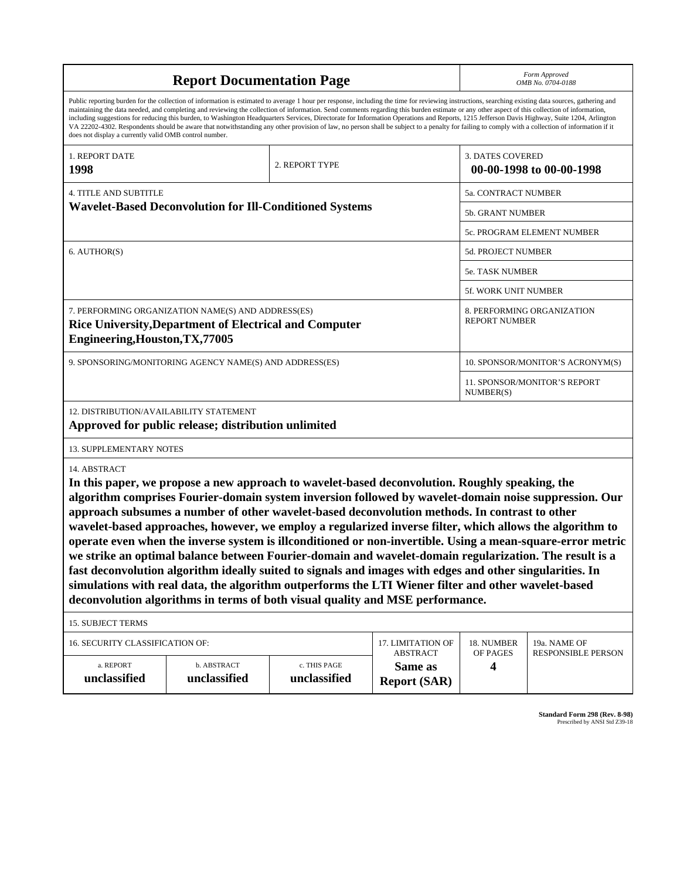# Report Documentation Page

*Form Approved*
*OMB No. 0704-0188*

Public reporting burden for the collection of information is estimated to average 1 hour per response, including the time for reviewing instructions, searching existing data sources, gathering and maintaining the data needed, and completing and reviewing the collection of information. Send comments regarding this burden estimate or any other aspect of this collection of information, including suggestions for reducing this burden, to Washington Headquarters Services, Directorate for Information Operations and Reports, 1215 Jefferson Davis Highway, Suite 1204, Arlington VA 22202-4302. Respondents should be aware that notwithstanding any other provision of law, no person shall be subject to a penalty for failing to comply with a collection of information if it does not display a currently valid OMB control number.

| 1. REPORT DATE | 2. REPORT TYPE | 3. DATES COVERED |
|---|---|---|
| **1998** | | **00-00-1998 to 00-00-1998** |

| 4. TITLE AND SUBTITLE | |
|---|---|
| **Wavelet-Based Deconvolution for Ill-Conditioned Systems** | 5a. CONTRACT NUMBER |
| | 5b. GRANT NUMBER |
| | 5c. PROGRAM ELEMENT NUMBER |
| 6. AUTHOR(S) | 5d. PROJECT NUMBER |
| | 5e. TASK NUMBER |
| | 5f. WORK UNIT NUMBER |
| 7. PERFORMING ORGANIZATION NAME(S) AND ADDRESS(ES) **Rice University,Department of Electrical and Computer Engineering,Houston,TX,77005** | 8. PERFORMING ORGANIZATION REPORT NUMBER |
| 9. SPONSORING/MONITORING AGENCY NAME(S) AND ADDRESS(ES) | 10. SPONSOR/MONITOR'S ACRONYM(S) |
| | 11. SPONSOR/MONITOR'S REPORT NUMBER(S) |

12. DISTRIBUTION/AVAILABILITY STATEMENT
**Approved for public release; distribution unlimited**

13. SUPPLEMENTARY NOTES

14. ABSTRACT
**In this paper, we propose a new approach to wavelet-based deconvolution. Roughly speaking, the algorithm comprises Fourier-domain system inversion followed by wavelet-domain noise suppression. Our approach subsumes a number of other wavelet-based deconvolution methods. In contrast to other wavelet-based approaches, however, we employ a regularized inverse filter, which allows the algorithm to operate even when the inverse system is illconditioned or non-invertible. Using a mean-square-error metric we strike an optimal balance between Fourier-domain and wavelet-domain regularization. The result is a fast deconvolution algorithm ideally suited to signals and images with edges and other singularities. In simulations with real data, the algorithm outperforms the LTI Wiener filter and other wavelet-based deconvolution algorithms in terms of both visual quality and MSE performance.**

15. SUBJECT TERMS

| 16. SECURITY CLASSIFICATION OF: | | | 17. LIMITATION OF ABSTRACT | 18. NUMBER OF PAGES | 19a. NAME OF RESPONSIBLE PERSON |
|---|---|---|---|---|---|
| a. REPORT | b. ABSTRACT | c. THIS PAGE | | | |
| **unclassified** | **unclassified** | **unclassified** | **Same as Report (SAR)** | **4** | |

**Standard Form 298 (Rev. 8-98)**
Prescribed by ANSI Std Z39-18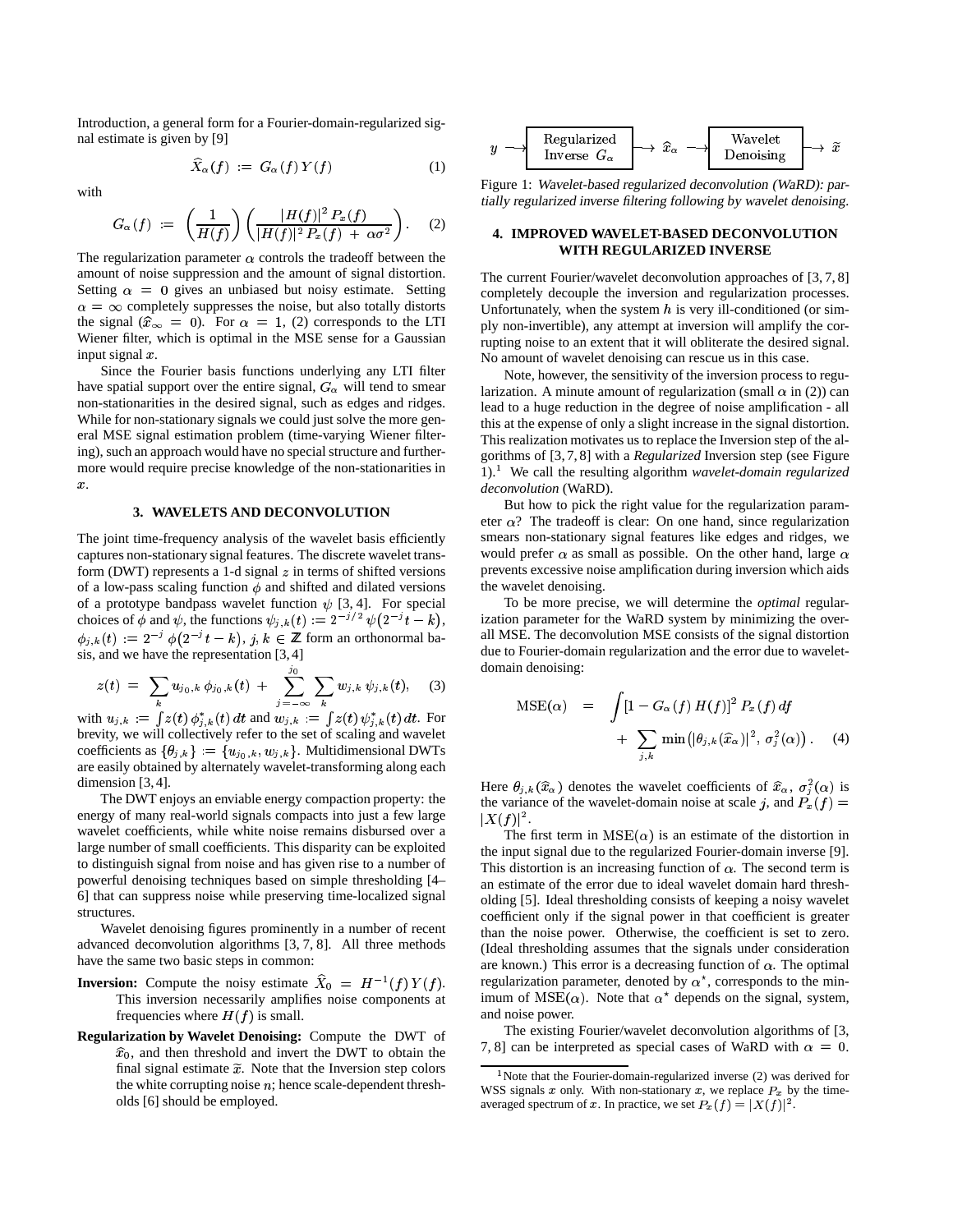Introduction, a general form for a Fourier-domain-regularized signal estimate is given by [9]

$$\widehat{X}_\alpha(f) := G_\alpha(f)\, Y(f) \tag{1}$$

with

$$G_\alpha(f) := \left(\frac{1}{H(f)}\right)\left(\frac{|H(f)|^2\, P_x(f)}{|H(f)|^2\, P_x(f) + \alpha\sigma^2}\right). \tag{2}$$

The regularization parameter $\alpha$ controls the tradeoff between the amount of noise suppression and the amount of signal distortion. Setting $\alpha = 0$ gives an unbiased but noisy estimate. Setting $\alpha = \infty$ completely suppresses the noise, but also totally distorts the signal ($\widehat{x}_\infty = 0$). For $\alpha = 1$, (2) corresponds to the LTI Wiener filter, which is optimal in the MSE sense for a Gaussian input signal $x$.

Since the Fourier basis functions underlying any LTI filter have spatial support over the entire signal, $G_\alpha$ will tend to smear non-stationarities in the desired signal, such as edges and ridges. While for non-stationary signals we could just solve the more general MSE signal estimation problem (time-varying Wiener filtering), such an approach would have no special structure and furthermore would require precise knowledge of the non-stationarities in $x$.

## 3. WAVELETS AND DECONVOLUTION

The joint time-frequency analysis of the wavelet basis efficiently captures non-stationary signal features. The discrete wavelet transform (DWT) represents a 1-d signal $z$ in terms of shifted versions of a low-pass scaling function $\phi$ and shifted and dilated versions of a prototype bandpass wavelet function $\psi$ [3, 4]. For special choices of $\phi$ and $\psi$, the functions $\psi_{j,k}(t) := 2^{-j/2}\,\psi\big(2^{-j}t - k\big)$, $\phi_{j,k}(t) := 2^{-j}\,\phi\big(2^{-j}t - k\big)$, $j, k \in \mathbb{Z}$ form an orthonormal basis, and we have the representation [3, 4]

$$z(t) = \sum_k u_{j_0,k}\,\phi_{j_0,k}(t) + \sum_{j=-\infty}^{j_0}\sum_k w_{j,k}\,\psi_{j,k}(t), \tag{3}$$

with $u_{j,k} := \int z(t)\,\phi^*_{j,k}(t)\,dt$ and $w_{j,k} := \int z(t)\,\psi^*_{j,k}(t)\,dt$. For brevity, we will collectively refer to the set of scaling and wavelet coefficients as $\{\theta_{j,k}\} := \{u_{j_0,k}, w_{j,k}\}$. Multidimensional DWTs are easily obtained by alternately wavelet-transforming along each dimension [3, 4].

The DWT enjoys an enviable energy compaction property: the energy of many real-world signals compacts into just a few large wavelet coefficients, while white noise remains disbursed over a large number of small coefficients. This disparity can be exploited to distinguish signal from noise and has given rise to a number of powerful denoising techniques based on simple thresholding [4–6] that can suppress noise while preserving time-localized signal structures.

Wavelet denoising figures prominently in a number of recent advanced deconvolution algorithms [3, 7, 8]. All three methods have the same two basic steps in common:

- **Inversion:** Compute the noisy estimate $\widehat{X}_0 = H^{-1}(f)\,Y(f)$. This inversion necessarily amplifies noise components at frequencies where $H(f)$ is small.
- **Regularization by Wavelet Denoising:** Compute the DWT of $\widehat{x}_0$, and then threshold and invert the DWT to obtain the final signal estimate $\widetilde{x}$. Note that the Inversion step colors the white corrupting noise $n$; hence scale-dependent thresholds [6] should be employed.

$y \longrightarrow$ [Regularized Inverse $G_\alpha$] $\longrightarrow \widehat{x}_\alpha \longrightarrow$ [Wavelet Denoising] $\longrightarrow \widetilde{x}$

Figure 1: *Wavelet-based regularized deconvolution (WaRD): partially regularized inverse filtering following by wavelet denoising.*

## 4. IMPROVED WAVELET-BASED DECONVOLUTION WITH REGULARIZED INVERSE

The current Fourier/wavelet deconvolution approaches of [3, 7, 8] completely decouple the inversion and regularization processes. Unfortunately, when the system $h$ is very ill-conditioned (or simply non-invertible), any attempt at inversion will amplify the corrupting noise to an extent that it will obliterate the desired signal. No amount of wavelet denoising can rescue us in this case.

Note, however, the sensitivity of the inversion process to regularization. A minute amount of regularization (small $\alpha$ in (2)) can lead to a huge reduction in the degree of noise amplification - all this at the expense of only a slight increase in the signal distortion. This realization motivates us to replace the Inversion step of the algorithms of [3, 7, 8] with a *Regularized* Inversion step (see Figure 1).[1] We call the resulting algorithm *wavelet-domain regularized deconvolution* (WaRD).

But how to pick the right value for the regularization parameter $\alpha$? The tradeoff is clear: On one hand, since regularization smears non-stationary signal features like edges and ridges, we would prefer $\alpha$ as small as possible. On the other hand, large $\alpha$ prevents excessive noise amplification during inversion which aids the wavelet denoising.

To be more precise, we will determine the *optimal* regularization parameter for the WaRD system by minimizing the overall MSE. The deconvolution MSE consists of the signal distortion due to Fourier-domain regularization and the error due to wavelet-domain denoising:

$$\begin{aligned}\mathrm{MSE}(\alpha) &= \int [1 - G_\alpha(f)\,H(f)]^2\,P_x(f)\,df \\ &\quad + \sum_{j,k}\min\big(|\theta_{j,k}(\widehat{x}_\alpha)|^2,\ \sigma_j^2(\alpha)\big).\end{aligned} \tag{4}$$

Here $\theta_{j,k}(\widehat{x}_\alpha)$ denotes the wavelet coefficients of $\widehat{x}_\alpha$, $\sigma_j^2(\alpha)$ is the variance of the wavelet-domain noise at scale $j$, and $P_x(f) = |X(f)|^2$.

The first term in $\mathrm{MSE}(\alpha)$ is an estimate of the distortion in the input signal due to the regularized Fourier-domain inverse [9]. This distortion is an increasing function of $\alpha$. The second term is an estimate of the error due to ideal wavelet domain hard thresholding [5]. Ideal thresholding consists of keeping a noisy wavelet coefficient only if the signal power in that coefficient is greater than the noise power. Otherwise, the coefficient is set to zero. (Ideal thresholding assumes that the signals under consideration are known.) This error is a decreasing function of $\alpha$. The optimal regularization parameter, denoted by $\alpha^\star$, corresponds to the minimum of $\mathrm{MSE}(\alpha)$. Note that $\alpha^\star$ depends on the signal, system, and noise power.

The existing Fourier/wavelet deconvolution algorithms of [3, 7, 8] can be interpreted as special cases of WaRD with $\alpha = 0$.

[1] Note that the Fourier-domain-regularized inverse (2) was derived for WSS signals $x$ only. With non-stationary $x$, we replace $P_x$ by the time-averaged spectrum of $x$. In practice, we set $P_x(f) = |X(f)|^2$.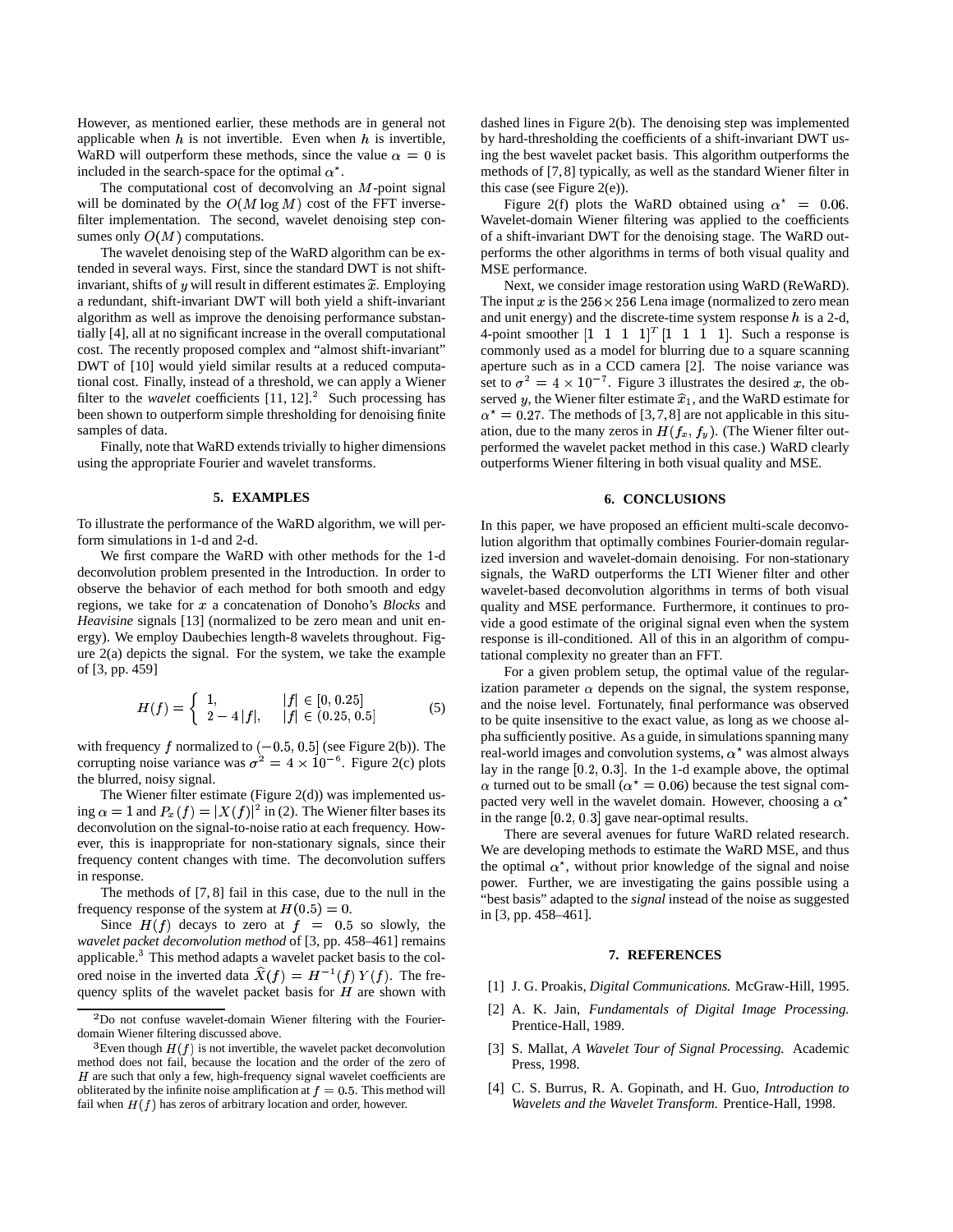However, as mentioned earlier, these methods are in general not applicable when $h$ is not invertible. Even when $h$ is invertible, WaRD will outperform these methods, since the value $\alpha = 0$ is included in the search-space for the optimal $\alpha^\star$.

The computational cost of deconvolving an $M$-point signal will be dominated by the $O(M \log M)$ cost of the FFT inverse-filter implementation. The second, wavelet denoising step consumes only $O(M)$ computations.

The wavelet denoising step of the WaRD algorithm can be extended in several ways. First, since the standard DWT is not shift-invariant, shifts of $y$ will result in different estimates $\widetilde{x}$. Employing a redundant, shift-invariant DWT will both yield a shift-invariant algorithm as well as improve the denoising performance substantially [4], all at no significant increase in the overall computational cost. The recently proposed complex and "almost shift-invariant" DWT of [10] would yield similar results at a reduced computational cost. Finally, instead of a threshold, we can apply a Wiener filter to the *wavelet* coefficients [11, 12].[2] Such processing has been shown to outperform simple thresholding for denoising finite samples of data.

Finally, note that WaRD extends trivially to higher dimensions using the appropriate Fourier and wavelet transforms.

## 5. EXAMPLES

To illustrate the performance of the WaRD algorithm, we will perform simulations in 1-d and 2-d.

We first compare the WaRD with other methods for the 1-d deconvolution problem presented in the Introduction. In order to observe the behavior of each method for both smooth and edgy regions, we take for $x$ a concatenation of Donoho's *Blocks* and *Heavisine* signals [13] (normalized to be zero mean and unit energy). We employ Daubechies length-8 wavelets throughout. Figure 2(a) depicts the signal. For the system, we take the example of [3, pp. 459]

$$H(f) = \begin{cases} 1, & |f| \in [0, 0.25] \\ 2 - 4\,|f|, & |f| \in (0.25, 0.5] \end{cases} \tag{5}$$

with frequency $f$ normalized to $(-0.5, 0.5]$ (see Figure 2(b)). The corrupting noise variance was $\sigma^2 = 4 \times 10^{-6}$. Figure 2(c) plots the blurred, noisy signal.

The Wiener filter estimate (Figure 2(d)) was implemented using $\alpha = 1$ and $P_x(f) = |X(f)|^2$ in (2). The Wiener filter bases its deconvolution on the signal-to-noise ratio at each frequency. However, this is inappropriate for non-stationary signals, since their frequency content changes with time. The deconvolution suffers in response.

The methods of [7, 8] fail in this case, due to the null in the frequency response of the system at $H(0.5) = 0$.

Since $H(f)$ decays to zero at $f = 0.5$ so slowly, the *wavelet packet deconvolution method* of [3, pp. 458–461] remains applicable.[3] This method adapts a wavelet packet basis to the colored noise in the inverted data $\widehat{X}(f) = H^{-1}(f)\,Y(f)$. The frequency splits of the wavelet packet basis for $H$ are shown with dashed lines in Figure 2(b). The denoising step was implemented by hard-thresholding the coefficients of a shift-invariant DWT using the best wavelet packet basis. This algorithm outperforms the methods of [7, 8] typically, as well as the standard Wiener filter in this case (see Figure 2(e)).

Figure 2(f) plots the WaRD obtained using $\alpha^\star = 0.06$. Wavelet-domain Wiener filtering was applied to the coefficients of a shift-invariant DWT for the denoising stage. The WaRD outperforms the other algorithms in terms of both visual quality and MSE performance.

Next, we consider image restoration using WaRD (ReWaRD). The input $x$ is the $256 \times 256$ Lena image (normalized to zero mean and unit energy) and the discrete-time system response $h$ is a 2-d, 4-point smoother $[1 \;\; 1 \;\; 1 \;\; 1]^T [1 \;\; 1 \;\; 1 \;\; 1]$. Such a response is commonly used as a model for blurring due to a square scanning aperture such as in a CCD camera [2]. The noise variance was set to $\sigma^2 = 4 \times 10^{-7}$. Figure 3 illustrates the desired $x$, the observed $y$, the Wiener filter estimate $\widehat{x}_1$, and the WaRD estimate for $\alpha^\star = 0.27$. The methods of [3, 7, 8] are not applicable in this situation, due to the many zeros in $H(f_x, f_y)$. (The Wiener filter outperformed the wavelet packet method in this case.) WaRD clearly outperforms Wiener filtering in both visual quality and MSE.

## 6. CONCLUSIONS

In this paper, we have proposed an efficient multi-scale deconvolution algorithm that optimally combines Fourier-domain regularized inversion and wavelet-domain denoising. For non-stationary signals, the WaRD outperforms the LTI Wiener filter and other wavelet-based deconvolution algorithms in terms of both visual quality and MSE performance. Furthermore, it continues to provide a good estimate of the original signal even when the system response is ill-conditioned. All of this in an algorithm of computational complexity no greater than an FFT.

For a given problem setup, the optimal value of the regularization parameter $\alpha$ depends on the signal, the system response, and the noise level. Fortunately, final performance was observed to be quite insensitive to the exact value, as long as we choose alpha sufficiently positive. As a guide, in simulations spanning many real-world images and convolution systems, $\alpha^\star$ was almost always lay in the range $[0.2, 0.3]$. In the 1-d example above, the optimal $\alpha$ turned out to be small ($\alpha^\star = 0.06$) because the test signal compacted very well in the wavelet domain. However, choosing a $\alpha^\star$ in the range $[0.2, 0.3]$ gave near-optimal results.

There are several avenues for future WaRD related research. We are developing methods to estimate the WaRD MSE, and thus the optimal $\alpha^\star$, without prior knowledge of the signal and noise power. Further, we are investigating the gains possible using a "best basis" adapted to the *signal* instead of the noise as suggested in [3, pp. 458–461].

## 7. REFERENCES

[1] J. G. Proakis, *Digital Communications.* McGraw-Hill, 1995.

[2] A. K. Jain, *Fundamentals of Digital Image Processing.* Prentice-Hall, 1989.

[3] S. Mallat, *A Wavelet Tour of Signal Processing.* Academic Press, 1998.

[4] C. S. Burrus, R. A. Gopinath, and H. Guo, *Introduction to Wavelets and the Wavelet Transform.* Prentice-Hall, 1998.

---

[2] Do not confuse wavelet-domain Wiener filtering with the Fourier-domain Wiener filtering discussed above.

[3] Even though $H(f)$ is not invertible, the wavelet packet deconvolution method does not fail, because the location and the order of the zero of $H$ are such that only a few, high-frequency signal wavelet coefficients are obliterated by the infinite noise amplification at $f = 0.5$. This method will fail when $H(f)$ has zeros of arbitrary location and order, however.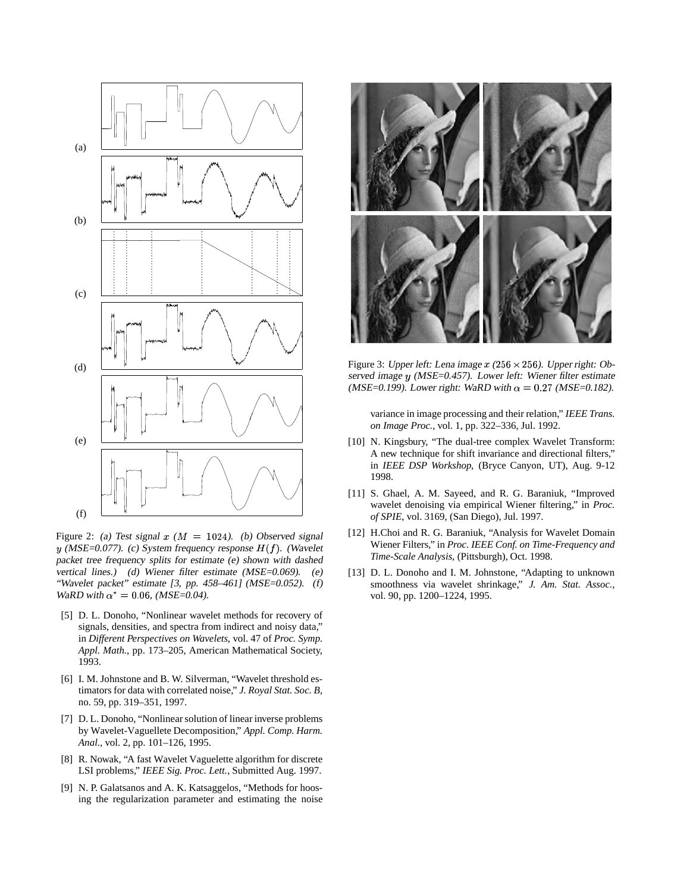(a)

(b)

(c)

(d)

(e)

(f)

Figure 2: *(a) Test signal $x$ ($M = 1024$). (b) Observed signal $y$ (MSE=0.077). (c) System frequency response $H(f)$. (Wavelet packet tree frequency splits for estimate (e) shown with dashed vertical lines.) (d) Wiener filter estimate (MSE=0.069). (e) "Wavelet packet" estimate [3, pp. 458–461] (MSE=0.052). (f) WaRD with $\alpha^\star = 0.06$, (MSE=0.04).*

[5] D. L. Donoho, "Nonlinear wavelet methods for recovery of signals, densities, and spectra from indirect and noisy data," in *Different Perspectives on Wavelets*, vol. 47 of *Proc. Symp. Appl. Math.*, pp. 173–205, American Mathematical Society, 1993.

[6] I. M. Johnstone and B. W. Silverman, "Wavelet threshold estimators for data with correlated noise," *J. Royal Stat. Soc. B*, no. 59, pp. 319–351, 1997.

[7] D. L. Donoho, "Nonlinear solution of linear inverse problems by Wavelet-Vaguellete Decomposition," *Appl. Comp. Harm. Anal.*, vol. 2, pp. 101–126, 1995.

[8] R. Nowak, "A fast Wavelet Vaguelette algorithm for discrete LSI problems," *IEEE Sig. Proc. Lett.*, Submitted Aug. 1997.

[9] N. P. Galatsanos and A. K. Katsaggelos, "Methods for hoosing the regularization parameter and estimating the noise variance in image processing and their relation," *IEEE Trans. on Image Proc.*, vol. 1, pp. 322–336, Jul. 1992.

Figure 3: *Upper left: Lena image $x$ ($256 \times 256$). Upper right: Observed image $y$ (MSE=0.457). Lower left: Wiener filter estimate (MSE=0.199). Lower right: WaRD with $\alpha = 0.27$ (MSE=0.182).*

[10] N. Kingsbury, "The dual-tree complex Wavelet Transform: A new technique for shift invariance and directional filters," in *IEEE DSP Workshop*, (Bryce Canyon, UT), Aug. 9-12 1998.

[11] S. Ghael, A. M. Sayeed, and R. G. Baraniuk, "Improved wavelet denoising via empirical Wiener filtering," in *Proc. of SPIE*, vol. 3169, (San Diego), Jul. 1997.

[12] H.Choi and R. G. Baraniuk, "Analysis for Wavelet Domain Wiener Filters," in *Proc. IEEE Conf. on Time-Frequency and Time-Scale Analysis*, (Pittsburgh), Oct. 1998.

[13] D. L. Donoho and I. M. Johnstone, "Adapting to unknown smoothness via wavelet shrinkage," *J. Am. Stat. Assoc.*, vol. 90, pp. 1200–1224, 1995.